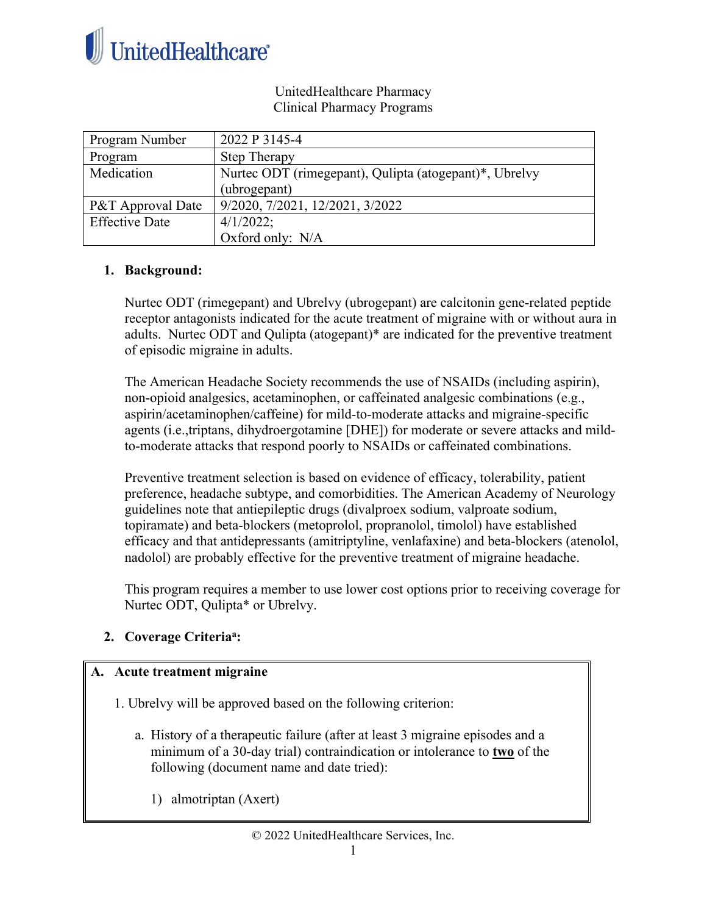UnitedHealthcare Pharmacy
Clinical Pharmacy Programs

| Program Number | 2022 P 3145-4 |
|---|---|
| Program | Step Therapy |
| Medication | Nurtec ODT (rimegepant), Qulipta (atogepant)*, Ubrelvy (ubrogepant) |
| P&T Approval Date | 9/2020, 7/2021, 12/2021, 3/2022 |
| Effective Date | 4/1/2022; Oxford only: N/A |

## 1. Background:

Nurtec ODT (rimegepant) and Ubrelvy (ubrogepant) are calcitonin gene-related peptide receptor antagonists indicated for the acute treatment of migraine with or without aura in adults. Nurtec ODT and Qulipta (atogepant)* are indicated for the preventive treatment of episodic migraine in adults.

The American Headache Society recommends the use of NSAIDs (including aspirin), non-opioid analgesics, acetaminophen, or caffeinated analgesic combinations (e.g., aspirin/acetaminophen/caffeine) for mild-to-moderate attacks and migraine-specific agents (i.e.,triptans, dihydroergotamine [DHE]) for moderate or severe attacks and mild-to-moderate attacks that respond poorly to NSAIDs or caffeinated combinations.

Preventive treatment selection is based on evidence of efficacy, tolerability, patient preference, headache subtype, and comorbidities. The American Academy of Neurology guidelines note that antiepileptic drugs (divalproex sodium, valproate sodium, topiramate) and beta-blockers (metoprolol, propranolol, timolol) have established efficacy and that antidepressants (amitriptyline, venlafaxine) and beta-blockers (atenolol, nadolol) are probably effective for the preventive treatment of migraine headache.

This program requires a member to use lower cost options prior to receiving coverage for Nurtec ODT, Qulipta* or Ubrelvy.

## 2. Coverage Criteria[a]:

### A. Acute treatment migraine

1. Ubrelvy will be approved based on the following criterion:

   a. History of a therapeutic failure (after at least 3 migraine episodes and a minimum of a 30-day trial) contraindication or intolerance to **two** of the following (document name and date tried):

      1) almotriptan (Axert)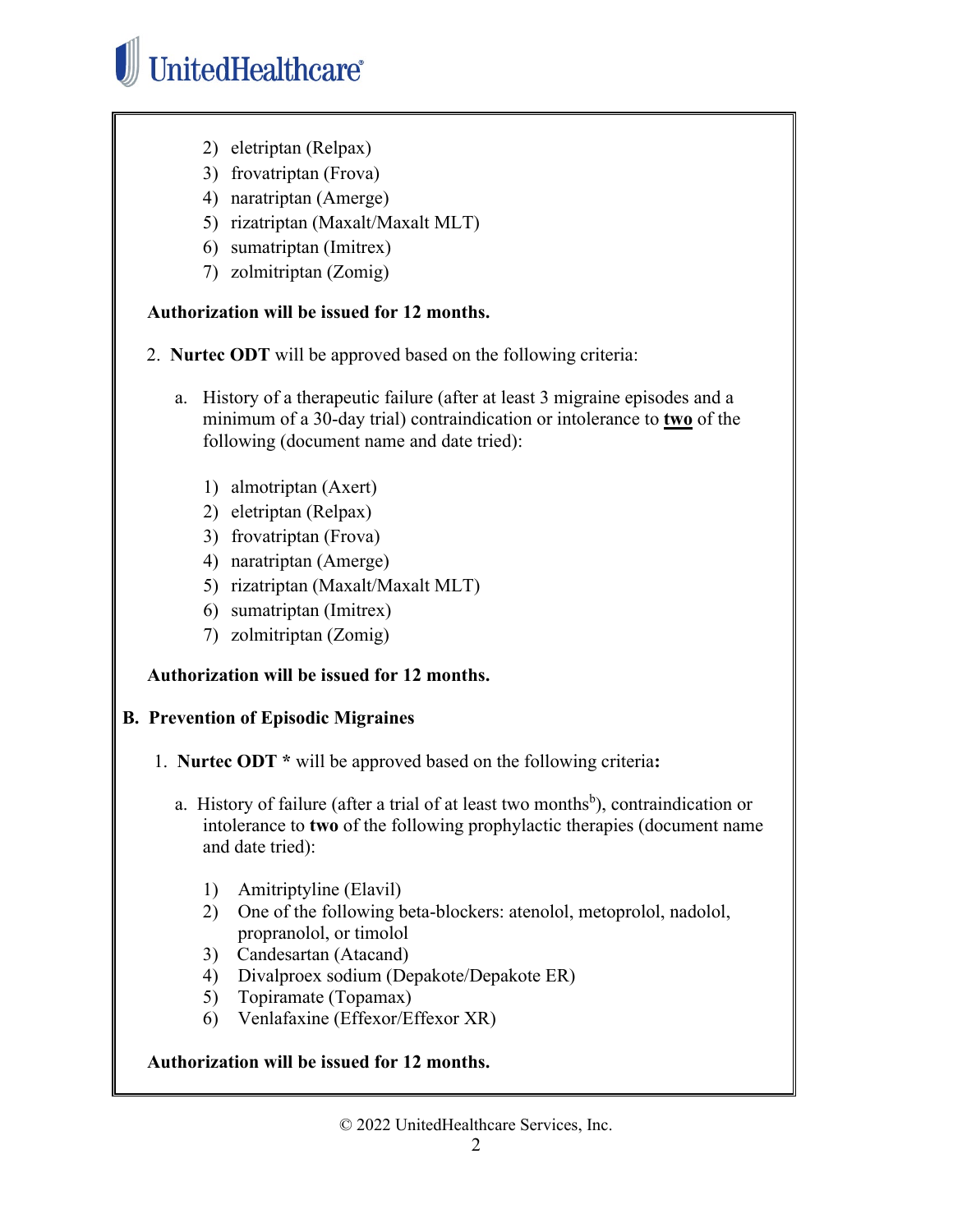2) eletriptan (Relpax)
3) frovatriptan (Frova)
4) naratriptan (Amerge)
5) rizatriptan (Maxalt/Maxalt MLT)
6) sumatriptan (Imitrex)
7) zolmitriptan (Zomig)

**Authorization will be issued for 12 months.**

2. **Nurtec ODT** will be approved based on the following criteria:

   a. History of a therapeutic failure (after at least 3 migraine episodes and a minimum of a 30-day trial) contraindication or intolerance to **two** of the following (document name and date tried):

      1) almotriptan (Axert)
      2) eletriptan (Relpax)
      3) frovatriptan (Frova)
      4) naratriptan (Amerge)
      5) rizatriptan (Maxalt/Maxalt MLT)
      6) sumatriptan (Imitrex)
      7) zolmitriptan (Zomig)

**Authorization will be issued for 12 months.**

**B. Prevention of Episodic Migraines**

1. **Nurtec ODT *** will be approved based on the following criteria**:**

   a. History of failure (after a trial of at least two months[b]), contraindication or intolerance to **two** of the following prophylactic therapies (document name and date tried):

      1) Amitriptyline (Elavil)
      2) One of the following beta-blockers: atenolol, metoprolol, nadolol, propranolol, or timolol
      3) Candesartan (Atacand)
      4) Divalproex sodium (Depakote/Depakote ER)
      5) Topiramate (Topamax)
      6) Venlafaxine (Effexor/Effexor XR)

**Authorization will be issued for 12 months.**

© 2022 UnitedHealthcare Services, Inc.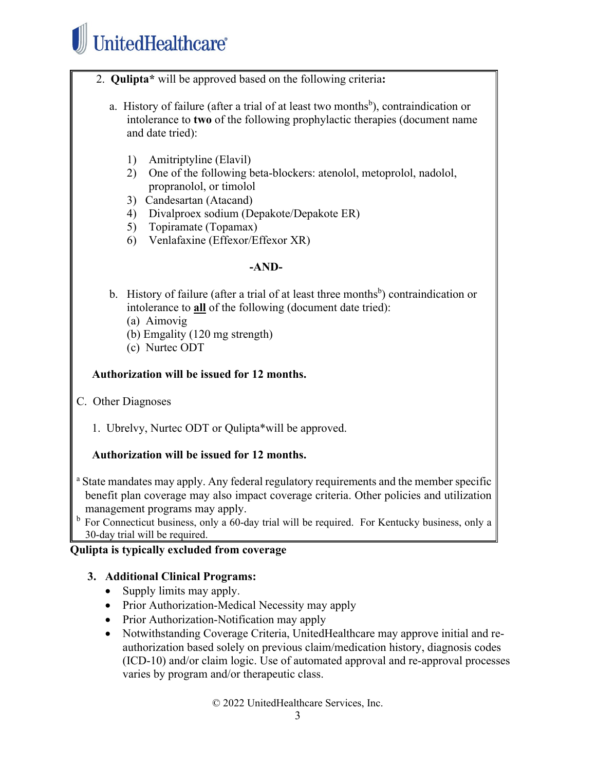2. **Qulipta*** will be approved based on the following criteria**:**

   a. History of failure (after a trial of at least two months[b]), contraindication or intolerance to **two** of the following prophylactic therapies (document name and date tried):

      1) Amitriptyline (Elavil)
      2) One of the following beta-blockers: atenolol, metoprolol, nadolol, propranolol, or timolol
      3) Candesartan (Atacand)
      4) Divalproex sodium (Depakote/Depakote ER)
      5) Topiramate (Topamax)
      6) Venlafaxine (Effexor/Effexor XR)

   **-AND-**

   b. History of failure (after a trial of at least three months[b]) contraindication or intolerance to **all** of the following (document date tried):
      (a) Aimovig
      (b) Emgality (120 mg strength)
      (c) Nurtec ODT

   **Authorization will be issued for 12 months.**

C. Other Diagnoses

   1. Ubrelvy, Nurtec ODT or Qulipta*will be approved.

   **Authorization will be issued for 12 months.**

[a] State mandates may apply. Any federal regulatory requirements and the member specific benefit plan coverage may also impact coverage criteria. Other policies and utilization management programs may apply.

[b] For Connecticut business, only a 60-day trial will be required. For Kentucky business, only a 30-day trial will be required.

**Qulipta is typically excluded from coverage**

**3. Additional Clinical Programs:**

- Supply limits may apply.
- Prior Authorization-Medical Necessity may apply
- Prior Authorization-Notification may apply
- Notwithstanding Coverage Criteria, UnitedHealthcare may approve initial and re-authorization based solely on previous claim/medication history, diagnosis codes (ICD-10) and/or claim logic. Use of automated approval and re-approval processes varies by program and/or therapeutic class.

© 2022 UnitedHealthcare Services, Inc.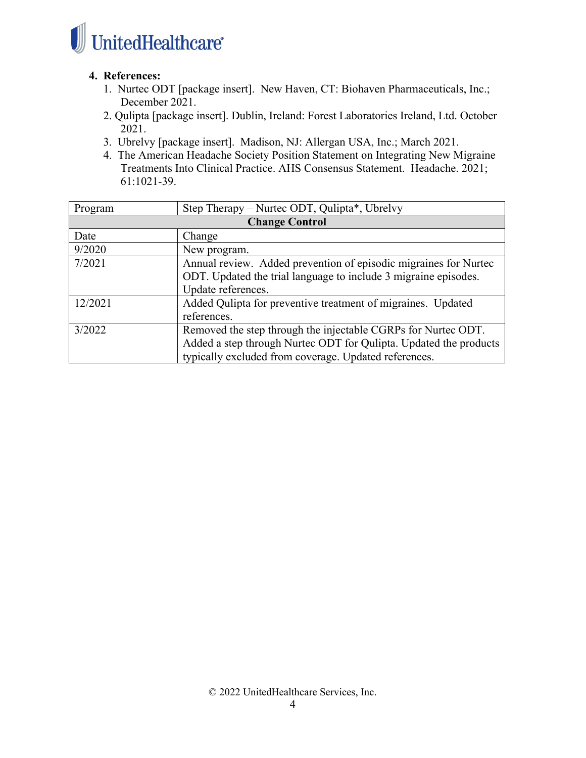4. **References:**
   1. Nurtec ODT [package insert]. New Haven, CT: Biohaven Pharmaceuticals, Inc.; December 2021.
   2. Qulipta [package insert]. Dublin, Ireland: Forest Laboratories Ireland, Ltd. October 2021.
   3. Ubrelvy [package insert]. Madison, NJ: Allergan USA, Inc.; March 2021.
   4. The American Headache Society Position Statement on Integrating New Migraine Treatments Into Clinical Practice. AHS Consensus Statement. Headache. 2021; 61:1021-39.

| Program | Step Therapy – Nurtec ODT, Qulipta*, Ubrelvy |
|---|---|
| **Change Control** | |
| Date | Change |
| 9/2020 | New program. |
| 7/2021 | Annual review. Added prevention of episodic migraines for Nurtec ODT. Updated the trial language to include 3 migraine episodes. Update references. |
| 12/2021 | Added Qulipta for preventive treatment of migraines. Updated references. |
| 3/2022 | Removed the step through the injectable CGRPs for Nurtec ODT. Added a step through Nurtec ODT for Qulipta. Updated the products typically excluded from coverage. Updated references. |

© 2022 UnitedHealthcare Services, Inc.